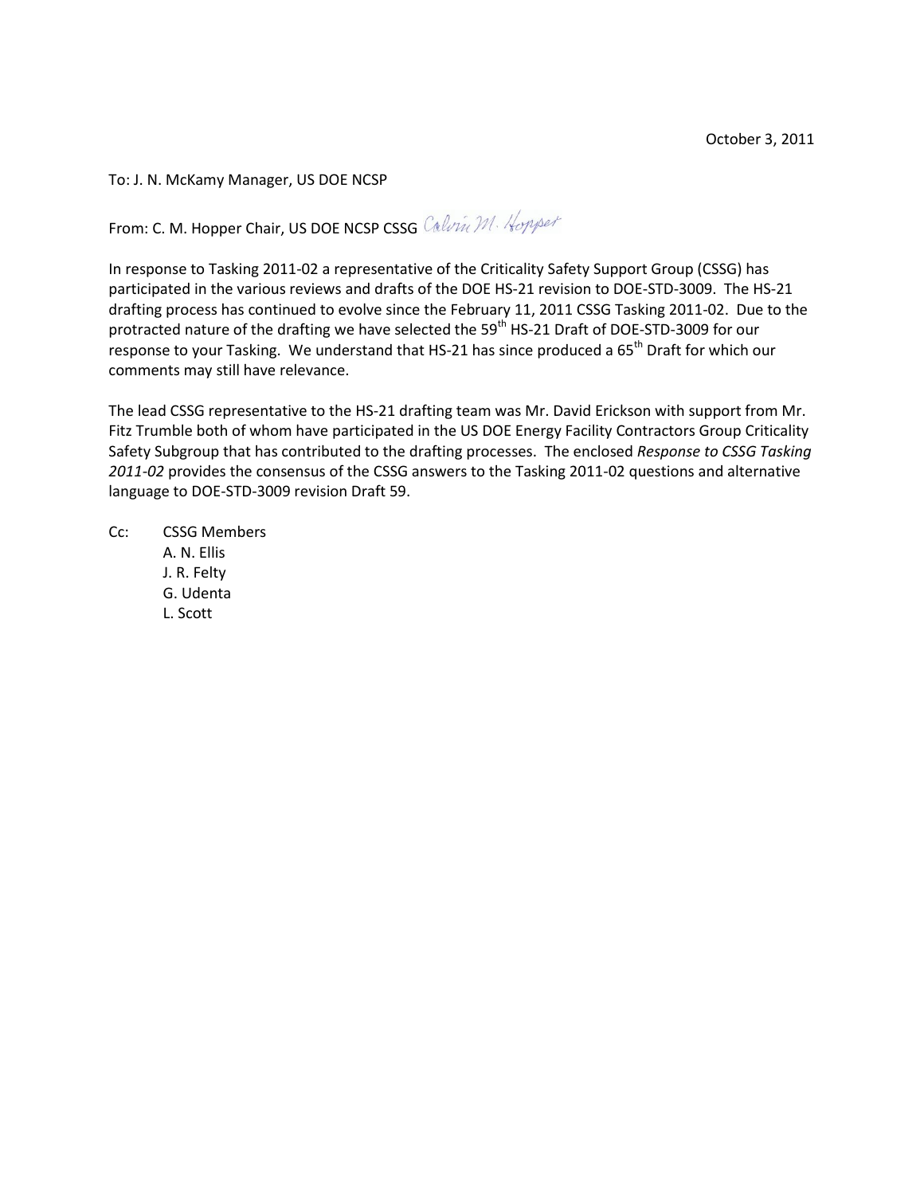October 3, 2011

To: J. N. McKamy Manager, US DOE NCSP

From: C. M. Hopper Chair, US DOE NCSP CSSG Calvin M. Hopper

In response to Tasking 2011-02 a representative of the Criticality Safety Support Group (CSSG) has participated in the various reviews and drafts of the DOE HS-21 revision to DOE-STD-3009. The HS-21 drafting process has continued to evolve since the February 11, 2011 CSSG Tasking 2011-02. Due to the protracted nature of the drafting we have selected the 59th HS-21 Draft of DOE-STD-3009 for our response to your Tasking. We understand that HS-21 has since produced a 65th Draft for which our comments may still have relevance.

The lead CSSG representative to the HS-21 drafting team was Mr. David Erickson with support from Mr. Fitz Trumble both of whom have participated in the US DOE Energy Facility Contractors Group Criticality Safety Subgroup that has contributed to the drafting processes. The enclosed *Response to CSSG Tasking 2011-02* provides the consensus of the CSSG answers to the Tasking 2011-02 questions and alternative language to DOE-STD-3009 revision Draft 59.

Cc: CSSG Members
A. N. Ellis
J. R. Felty
G. Udenta
L. Scott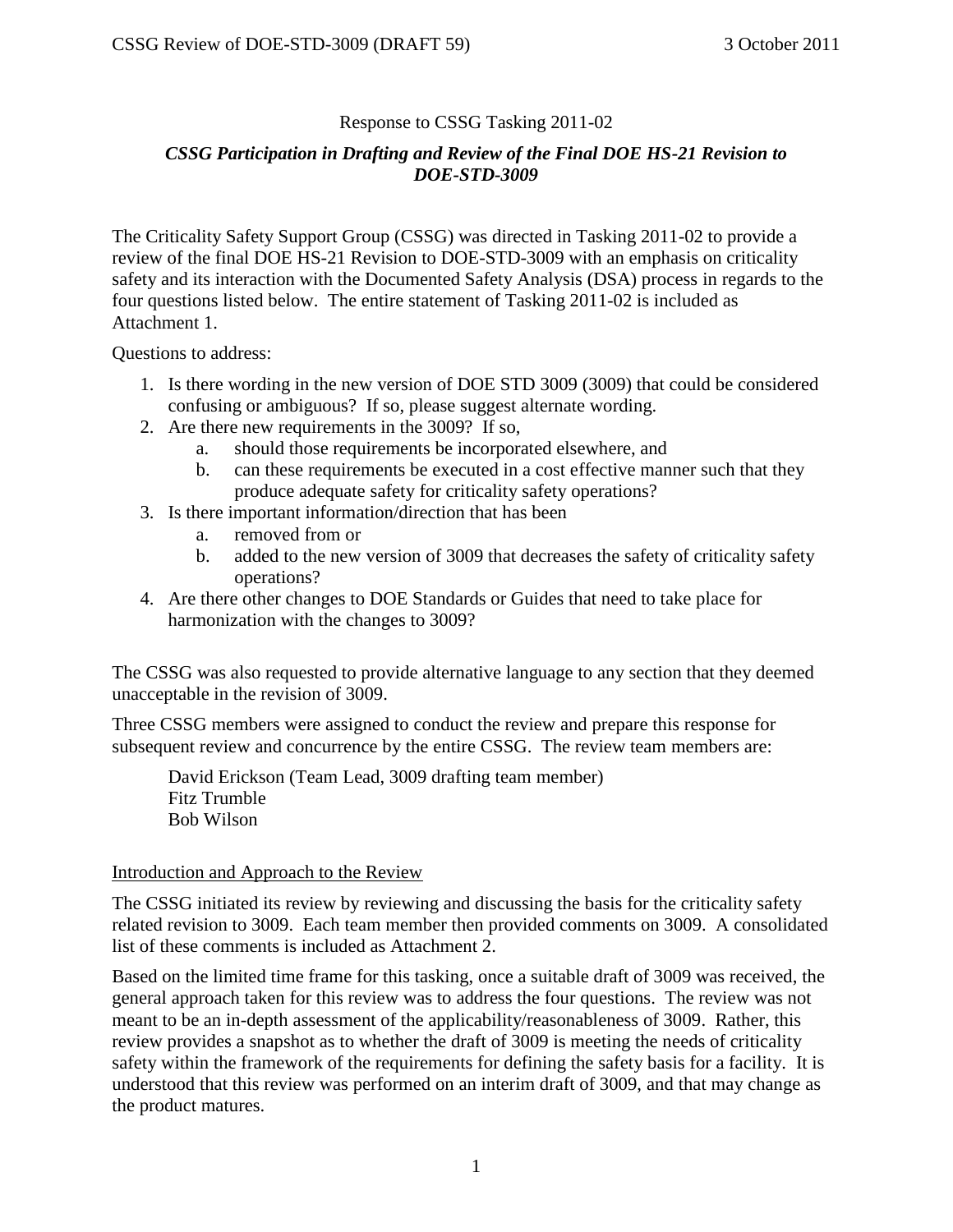Response to CSSG Tasking 2011-02

***CSSG Participation in Drafting and Review of the Final DOE HS-21 Revision to DOE-STD-3009***

The Criticality Safety Support Group (CSSG) was directed in Tasking 2011-02 to provide a review of the final DOE HS-21 Revision to DOE-STD-3009 with an emphasis on criticality safety and its interaction with the Documented Safety Analysis (DSA) process in regards to the four questions listed below. The entire statement of Tasking 2011-02 is included as Attachment 1.

Questions to address:

1. Is there wording in the new version of DOE STD 3009 (3009) that could be considered confusing or ambiguous? If so, please suggest alternate wording.
2. Are there new requirements in the 3009? If so,
   a. should those requirements be incorporated elsewhere, and
   b. can these requirements be executed in a cost effective manner such that they produce adequate safety for criticality safety operations?
3. Is there important information/direction that has been
   a. removed from or
   b. added to the new version of 3009 that decreases the safety of criticality safety operations?
4. Are there other changes to DOE Standards or Guides that need to take place for harmonization with the changes to 3009?

The CSSG was also requested to provide alternative language to any section that they deemed unacceptable in the revision of 3009.

Three CSSG members were assigned to conduct the review and prepare this response for subsequent review and concurrence by the entire CSSG. The review team members are:

David Erickson (Team Lead, 3009 drafting team member)
Fitz Trumble
Bob Wilson

## Introduction and Approach to the Review

The CSSG initiated its review by reviewing and discussing the basis for the criticality safety related revision to 3009. Each team member then provided comments on 3009. A consolidated list of these comments is included as Attachment 2.

Based on the limited time frame for this tasking, once a suitable draft of 3009 was received, the general approach taken for this review was to address the four questions. The review was not meant to be an in-depth assessment of the applicability/reasonableness of 3009. Rather, this review provides a snapshot as to whether the draft of 3009 is meeting the needs of criticality safety within the framework of the requirements for defining the safety basis for a facility. It is understood that this review was performed on an interim draft of 3009, and that may change as the product matures.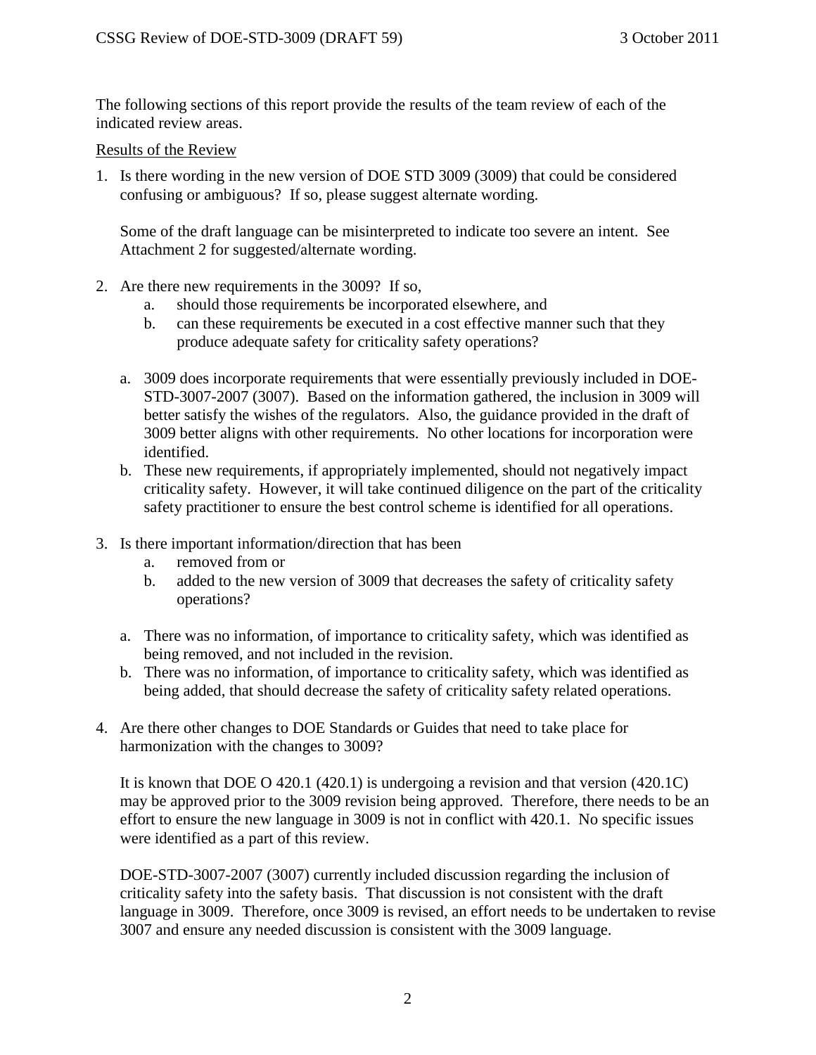The following sections of this report provide the results of the team review of each of the indicated review areas.

<u>Results of the Review</u>

1. Is there wording in the new version of DOE STD 3009 (3009) that could be considered confusing or ambiguous? If so, please suggest alternate wording.

   Some of the draft language can be misinterpreted to indicate too severe an intent. See Attachment 2 for suggested/alternate wording.

2. Are there new requirements in the 3009? If so,
   a. should those requirements be incorporated elsewhere, and
   b. can these requirements be executed in a cost effective manner such that they produce adequate safety for criticality safety operations?

   a. 3009 does incorporate requirements that were essentially previously included in DOE-STD-3007-2007 (3007). Based on the information gathered, the inclusion in 3009 will better satisfy the wishes of the regulators. Also, the guidance provided in the draft of 3009 better aligns with other requirements. No other locations for incorporation were identified.
   b. These new requirements, if appropriately implemented, should not negatively impact criticality safety. However, it will take continued diligence on the part of the criticality safety practitioner to ensure the best control scheme is identified for all operations.

3. Is there important information/direction that has been
   a. removed from or
   b. added to the new version of 3009 that decreases the safety of criticality safety operations?

   a. There was no information, of importance to criticality safety, which was identified as being removed, and not included in the revision.
   b. There was no information, of importance to criticality safety, which was identified as being added, that should decrease the safety of criticality safety related operations.

4. Are there other changes to DOE Standards or Guides that need to take place for harmonization with the changes to 3009?

   It is known that DOE O 420.1 (420.1) is undergoing a revision and that version (420.1C) may be approved prior to the 3009 revision being approved. Therefore, there needs to be an effort to ensure the new language in 3009 is not in conflict with 420.1. No specific issues were identified as a part of this review.

   DOE-STD-3007-2007 (3007) currently included discussion regarding the inclusion of criticality safety into the safety basis. That discussion is not consistent with the draft language in 3009. Therefore, once 3009 is revised, an effort needs to be undertaken to revise 3007 and ensure any needed discussion is consistent with the 3009 language.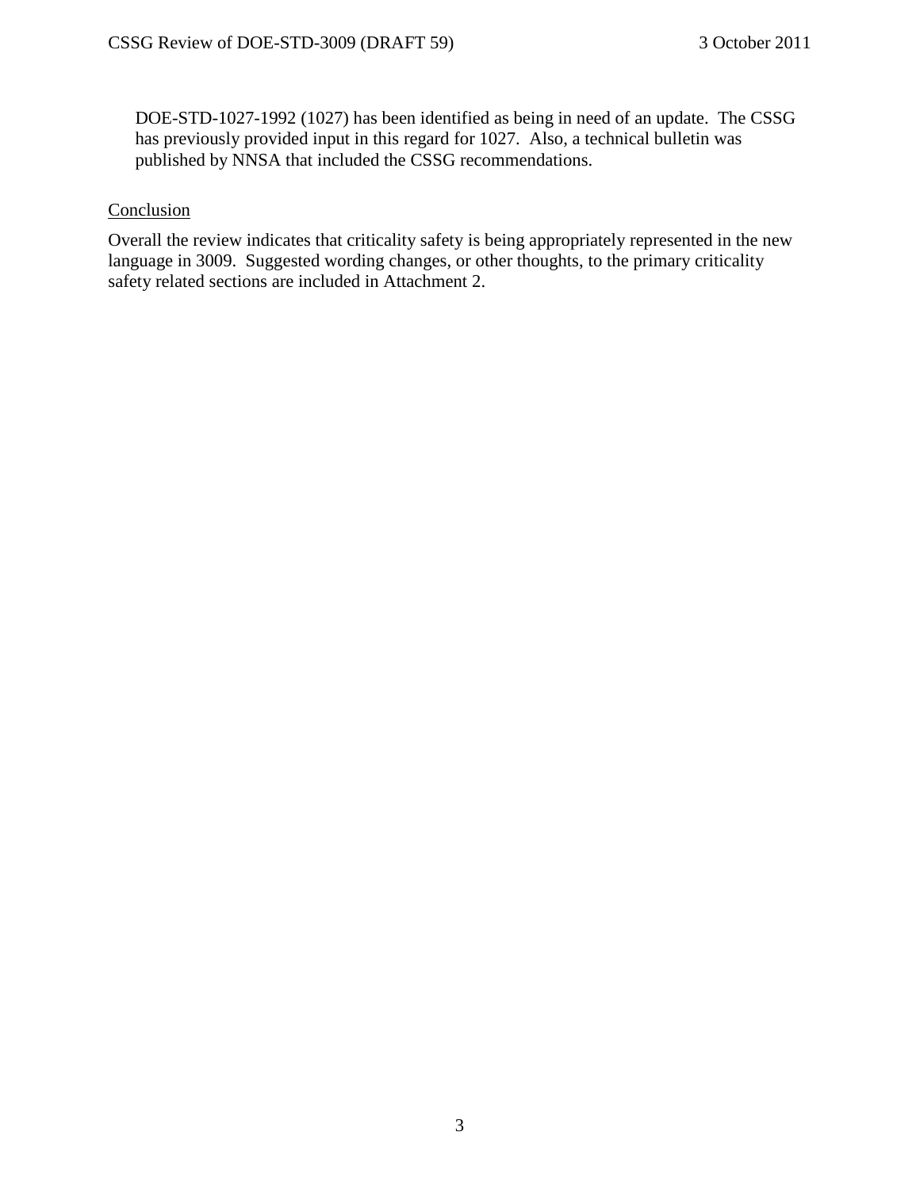DOE-STD-1027-1992 (1027) has been identified as being in need of an update. The CSSG has previously provided input in this regard for 1027. Also, a technical bulletin was published by NNSA that included the CSSG recommendations.

## Conclusion

Overall the review indicates that criticality safety is being appropriately represented in the new language in 3009. Suggested wording changes, or other thoughts, to the primary criticality safety related sections are included in Attachment 2.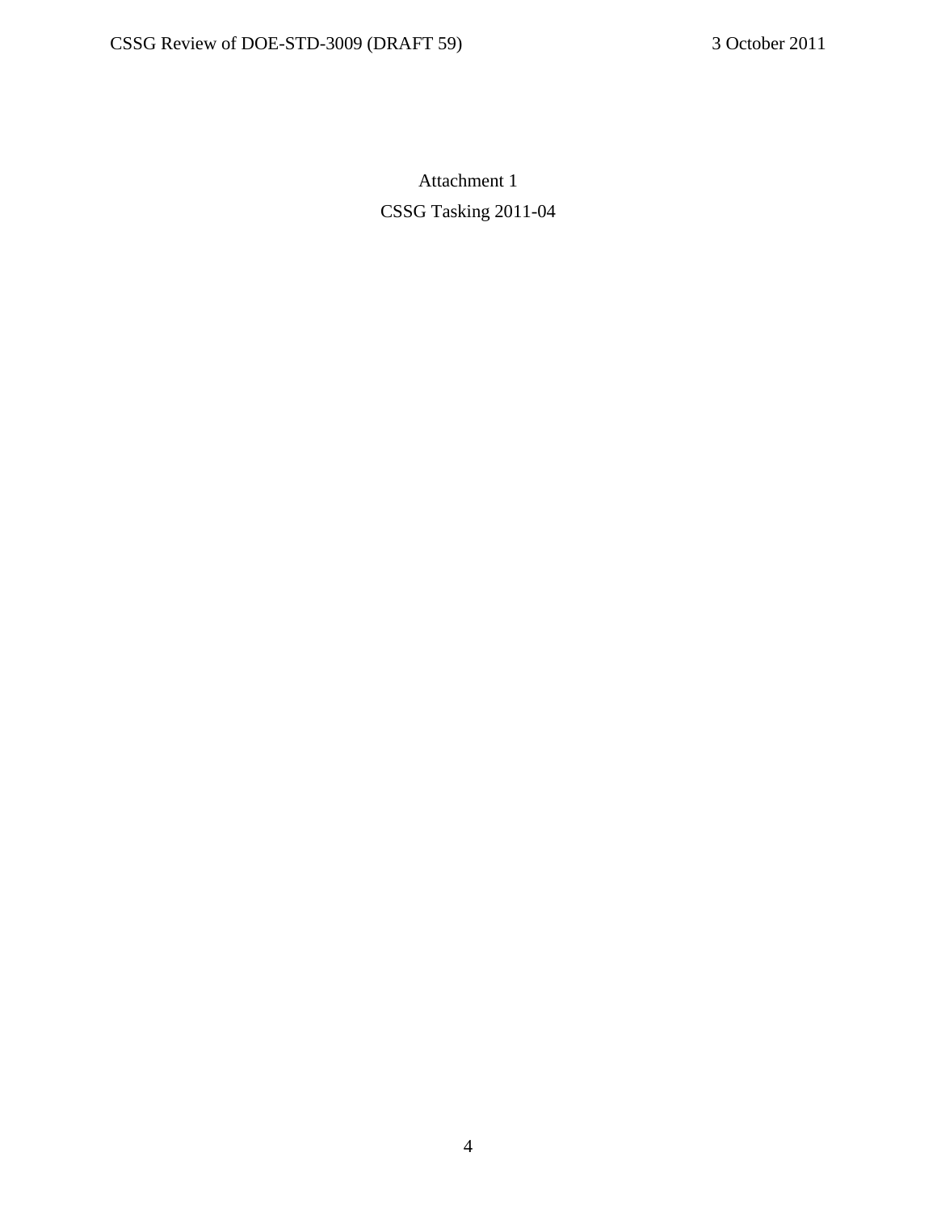Attachment 1

CSSG Tasking 2011-04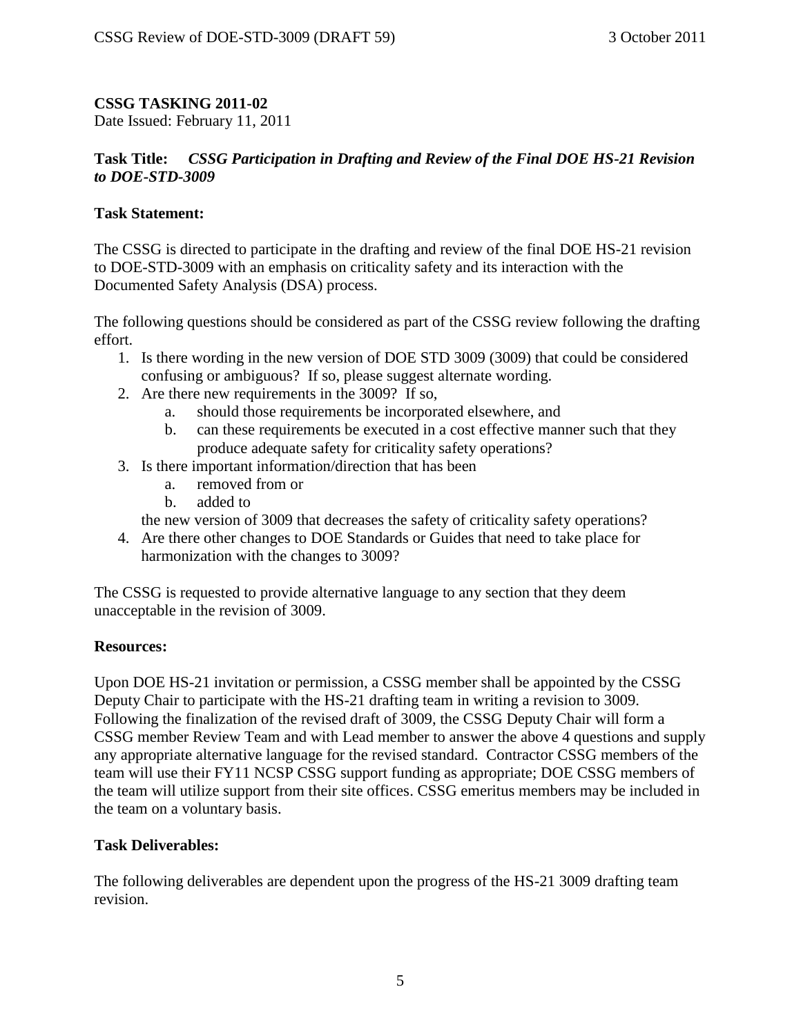**CSSG TASKING 2011-02**
Date Issued: February 11, 2011

**Task Title:** ***CSSG Participation in Drafting and Review of the Final DOE HS-21 Revision to DOE-STD-3009***

**Task Statement:**

The CSSG is directed to participate in the drafting and review of the final DOE HS-21 revision to DOE-STD-3009 with an emphasis on criticality safety and its interaction with the Documented Safety Analysis (DSA) process.

The following questions should be considered as part of the CSSG review following the drafting effort.

1. Is there wording in the new version of DOE STD 3009 (3009) that could be considered confusing or ambiguous? If so, please suggest alternate wording.
2. Are there new requirements in the 3009? If so,
    a. should those requirements be incorporated elsewhere, and
    b. can these requirements be executed in a cost effective manner such that they produce adequate safety for criticality safety operations?
3. Is there important information/direction that has been
    a. removed from or
    b. added to

    the new version of 3009 that decreases the safety of criticality safety operations?
4. Are there other changes to DOE Standards or Guides that need to take place for harmonization with the changes to 3009?

The CSSG is requested to provide alternative language to any section that they deem unacceptable in the revision of 3009.

**Resources:**

Upon DOE HS-21 invitation or permission, a CSSG member shall be appointed by the CSSG Deputy Chair to participate with the HS-21 drafting team in writing a revision to 3009. Following the finalization of the revised draft of 3009, the CSSG Deputy Chair will form a CSSG member Review Team and with Lead member to answer the above 4 questions and supply any appropriate alternative language for the revised standard. Contractor CSSG members of the team will use their FY11 NCSP CSSG support funding as appropriate; DOE CSSG members of the team will utilize support from their site offices. CSSG emeritus members may be included in the team on a voluntary basis.

**Task Deliverables:**

The following deliverables are dependent upon the progress of the HS-21 3009 drafting team revision.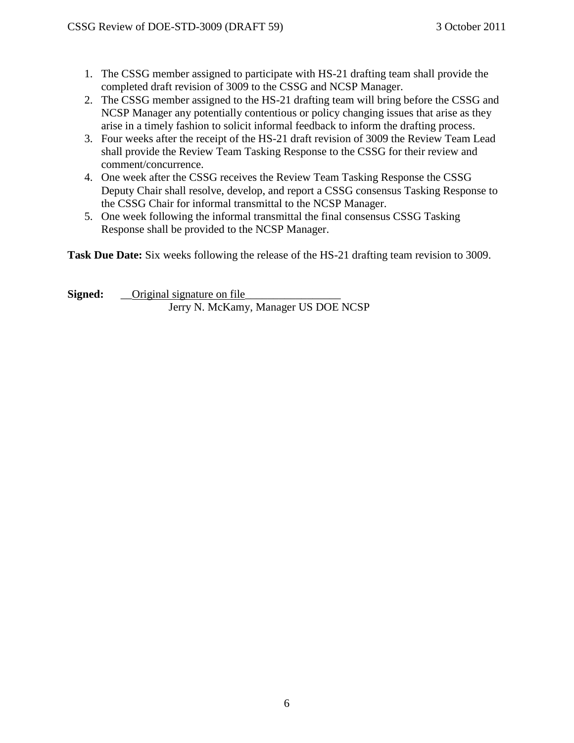1. The CSSG member assigned to participate with HS-21 drafting team shall provide the completed draft revision of 3009 to the CSSG and NCSP Manager.
2. The CSSG member assigned to the HS-21 drafting team will bring before the CSSG and NCSP Manager any potentially contentious or policy changing issues that arise as they arise in a timely fashion to solicit informal feedback to inform the drafting process.
3. Four weeks after the receipt of the HS-21 draft revision of 3009 the Review Team Lead shall provide the Review Team Tasking Response to the CSSG for their review and comment/concurrence.
4. One week after the CSSG receives the Review Team Tasking Response the CSSG Deputy Chair shall resolve, develop, and report a CSSG consensus Tasking Response to the CSSG Chair for informal transmittal to the NCSP Manager.
5. One week following the informal transmittal the final consensus CSSG Tasking Response shall be provided to the NCSP Manager.

**Task Due Date:** Six weeks following the release of the HS-21 drafting team revision to 3009.

**Signed:** __Original signature on file_________________

Jerry N. McKamy, Manager US DOE NCSP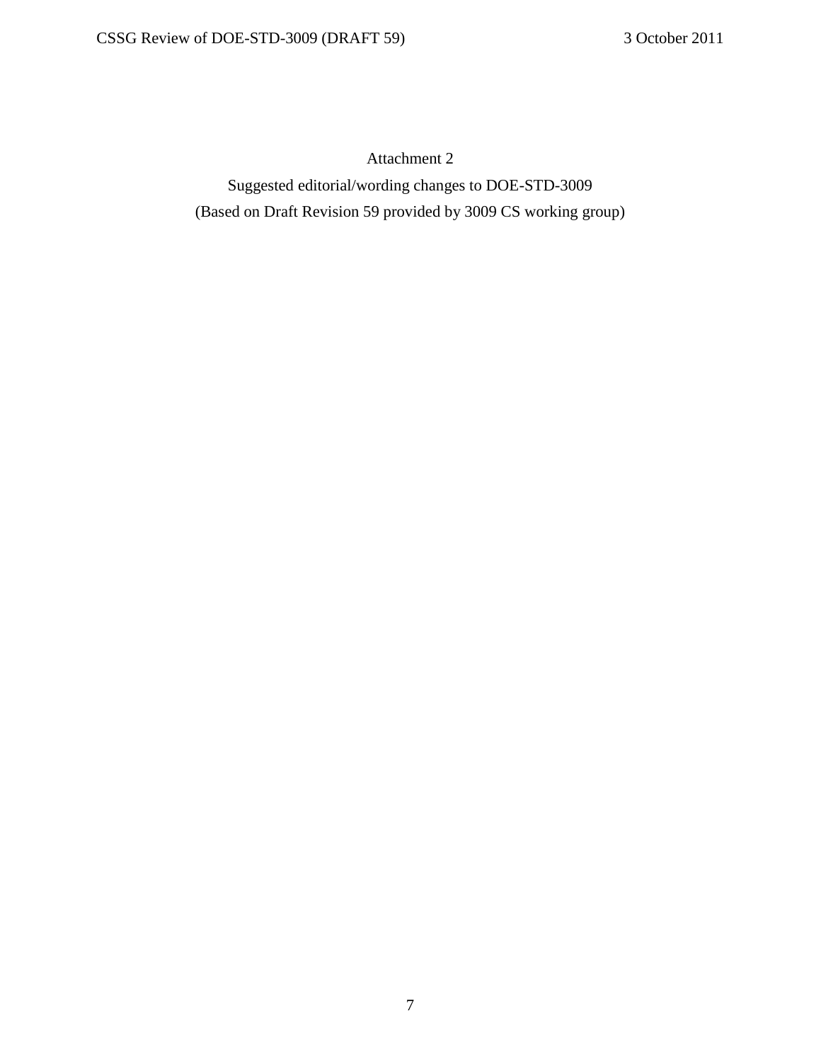Attachment 2

Suggested editorial/wording changes to DOE-STD-3009

(Based on Draft Revision 59 provided by 3009 CS working group)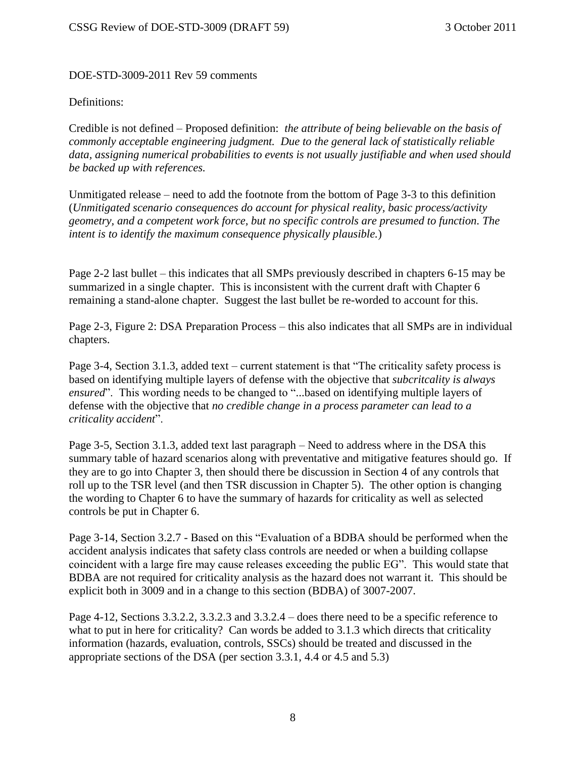DOE-STD-3009-2011 Rev 59 comments

Definitions:

Credible is not defined – Proposed definition: *the attribute of being believable on the basis of commonly acceptable engineering judgment. Due to the general lack of statistically reliable data, assigning numerical probabilities to events is not usually justifiable and when used should be backed up with references.*

Unmitigated release – need to add the footnote from the bottom of Page 3-3 to this definition (*Unmitigated scenario consequences do account for physical reality, basic process/activity geometry, and a competent work force, but no specific controls are presumed to function. The intent is to identify the maximum consequence physically plausible.*)

Page 2-2 last bullet – this indicates that all SMPs previously described in chapters 6-15 may be summarized in a single chapter. This is inconsistent with the current draft with Chapter 6 remaining a stand-alone chapter. Suggest the last bullet be re-worded to account for this.

Page 2-3, Figure 2: DSA Preparation Process – this also indicates that all SMPs are in individual chapters.

Page 3-4, Section 3.1.3, added text – current statement is that "The criticality safety process is based on identifying multiple layers of defense with the objective that *subcritcality is always ensured*". This wording needs to be changed to "...based on identifying multiple layers of defense with the objective that *no credible change in a process parameter can lead to a criticality accident*".

Page 3-5, Section 3.1.3, added text last paragraph – Need to address where in the DSA this summary table of hazard scenarios along with preventative and mitigative features should go. If they are to go into Chapter 3, then should there be discussion in Section 4 of any controls that roll up to the TSR level (and then TSR discussion in Chapter 5). The other option is changing the wording to Chapter 6 to have the summary of hazards for criticality as well as selected controls be put in Chapter 6.

Page 3-14, Section 3.2.7 - Based on this "Evaluation of a BDBA should be performed when the accident analysis indicates that safety class controls are needed or when a building collapse coincident with a large fire may cause releases exceeding the public EG". This would state that BDBA are not required for criticality analysis as the hazard does not warrant it. This should be explicit both in 3009 and in a change to this section (BDBA) of 3007-2007.

Page 4-12, Sections 3.3.2.2, 3.3.2.3 and 3.3.2.4 – does there need to be a specific reference to what to put in here for criticality? Can words be added to 3.1.3 which directs that criticality information (hazards, evaluation, controls, SSCs) should be treated and discussed in the appropriate sections of the DSA (per section 3.3.1, 4.4 or 4.5 and 5.3)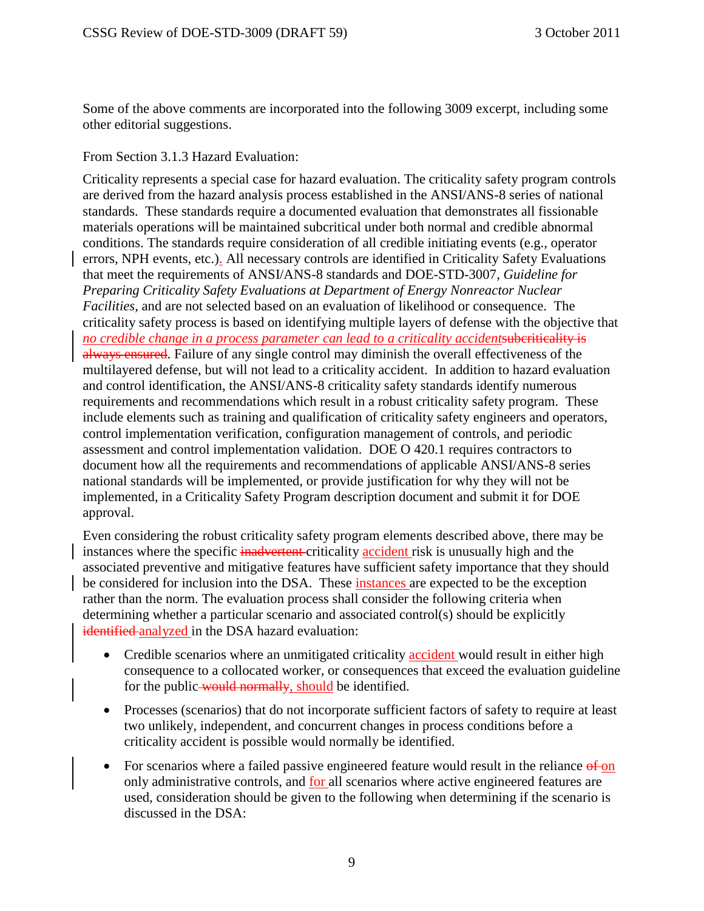Some of the above comments are incorporated into the following 3009 excerpt, including some other editorial suggestions.

From Section 3.1.3 Hazard Evaluation:

Criticality represents a special case for hazard evaluation. The criticality safety program controls are derived from the hazard analysis process established in the ANSI/ANS-8 series of national standards. These standards require a documented evaluation that demonstrates all fissionable materials operations will be maintained subcritical under both normal and credible abnormal conditions. The standards require consideration of all credible initiating events (e.g., operator errors, NPH events, etc.). All necessary controls are identified in Criticality Safety Evaluations that meet the requirements of ANSI/ANS-8 standards and DOE-STD-3007, *Guideline for Preparing Criticality Safety Evaluations at Department of Energy Nonreactor Nuclear Facilities*, and are not selected based on an evaluation of likelihood or consequence. The criticality safety process is based on identifying multiple layers of defense with the objective that *no credible change in a process parameter can lead to a criticality accident*~~subcriticality is always ensured~~. Failure of any single control may diminish the overall effectiveness of the multilayered defense, but will not lead to a criticality accident. In addition to hazard evaluation and control identification, the ANSI/ANS-8 criticality safety standards identify numerous requirements and recommendations which result in a robust criticality safety program. These include elements such as training and qualification of criticality safety engineers and operators, control implementation verification, configuration management of controls, and periodic assessment and control implementation validation. DOE O 420.1 requires contractors to document how all the requirements and recommendations of applicable ANSI/ANS-8 series national standards will be implemented, or provide justification for why they will not be implemented, in a Criticality Safety Program description document and submit it for DOE approval.

Even considering the robust criticality safety program elements described above, there may be instances where the specific ~~inadvertent~~ criticality accident risk is unusually high and the associated preventive and mitigative features have sufficient safety importance that they should be considered for inclusion into the DSA. These instances are expected to be the exception rather than the norm. The evaluation process shall consider the following criteria when determining whether a particular scenario and associated control(s) should be explicitly ~~identified~~ analyzed in the DSA hazard evaluation:

- Credible scenarios where an unmitigated criticality accident would result in either high consequence to a collocated worker, or consequences that exceed the evaluation guideline for the public ~~would normally~~, should be identified.
- Processes (scenarios) that do not incorporate sufficient factors of safety to require at least two unlikely, independent, and concurrent changes in process conditions before a criticality accident is possible would normally be identified.
- For scenarios where a failed passive engineered feature would result in the reliance ~~of~~ on only administrative controls, and for all scenarios where active engineered features are used, consideration should be given to the following when determining if the scenario is discussed in the DSA: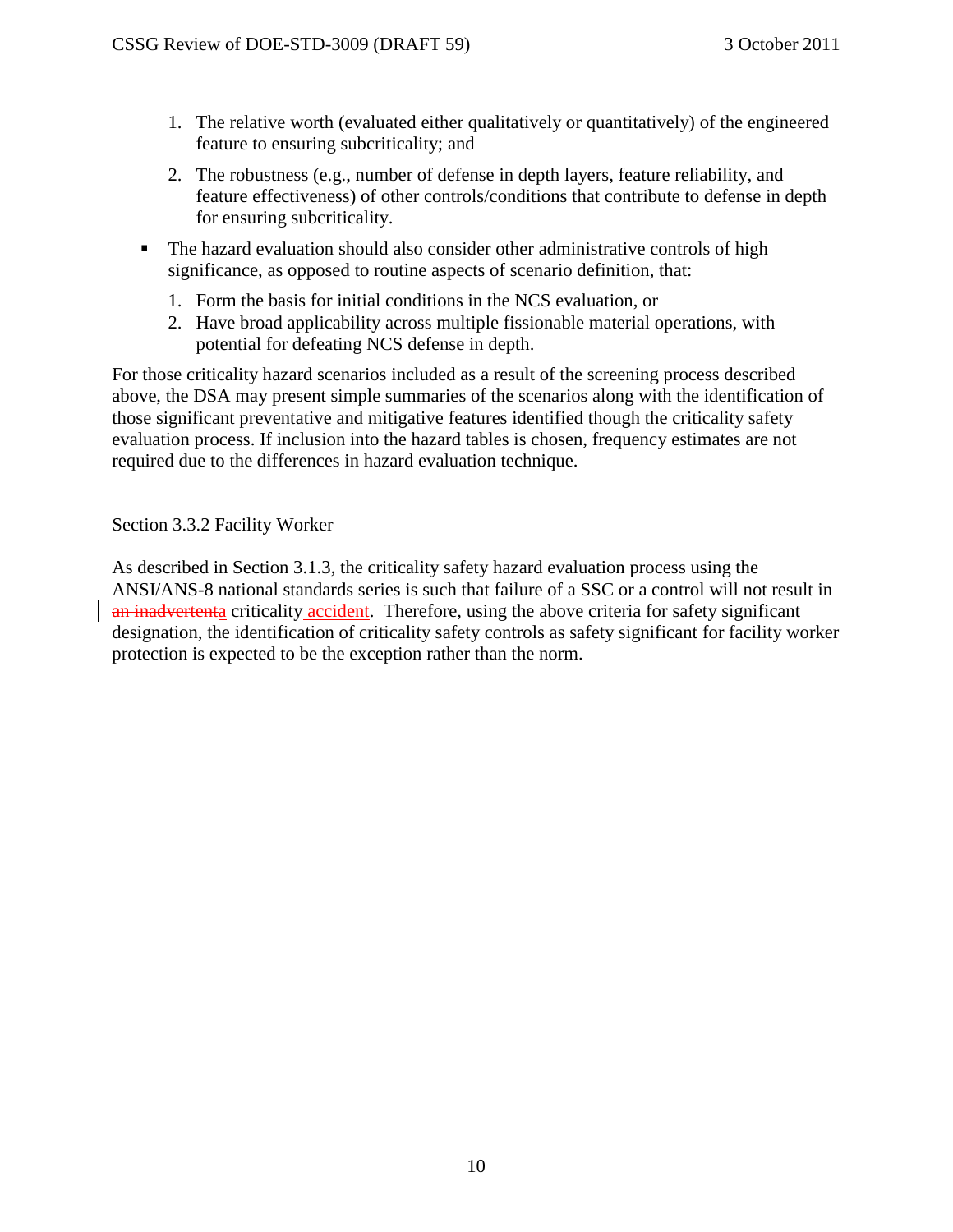1. The relative worth (evaluated either qualitatively or quantitatively) of the engineered feature to ensuring subcriticality; and
2. The robustness (e.g., number of defense in depth layers, feature reliability, and feature effectiveness) of other controls/conditions that contribute to defense in depth for ensuring subcriticality.

- The hazard evaluation should also consider other administrative controls of high significance, as opposed to routine aspects of scenario definition, that:
  1. Form the basis for initial conditions in the NCS evaluation, or
  2. Have broad applicability across multiple fissionable material operations, with potential for defeating NCS defense in depth.

For those criticality hazard scenarios included as a result of the screening process described above, the DSA may present simple summaries of the scenarios along with the identification of those significant preventative and mitigative features identified though the criticality safety evaluation process. If inclusion into the hazard tables is chosen, frequency estimates are not required due to the differences in hazard evaluation technique.

Section 3.3.2 Facility Worker

As described in Section 3.1.3, the criticality safety hazard evaluation process using the ANSI/ANS-8 national standards series is such that failure of a SSC or a control will not result in ~~an inadvertent~~a criticality accident. Therefore, using the above criteria for safety significant designation, the identification of criticality safety controls as safety significant for facility worker protection is expected to be the exception rather than the norm.